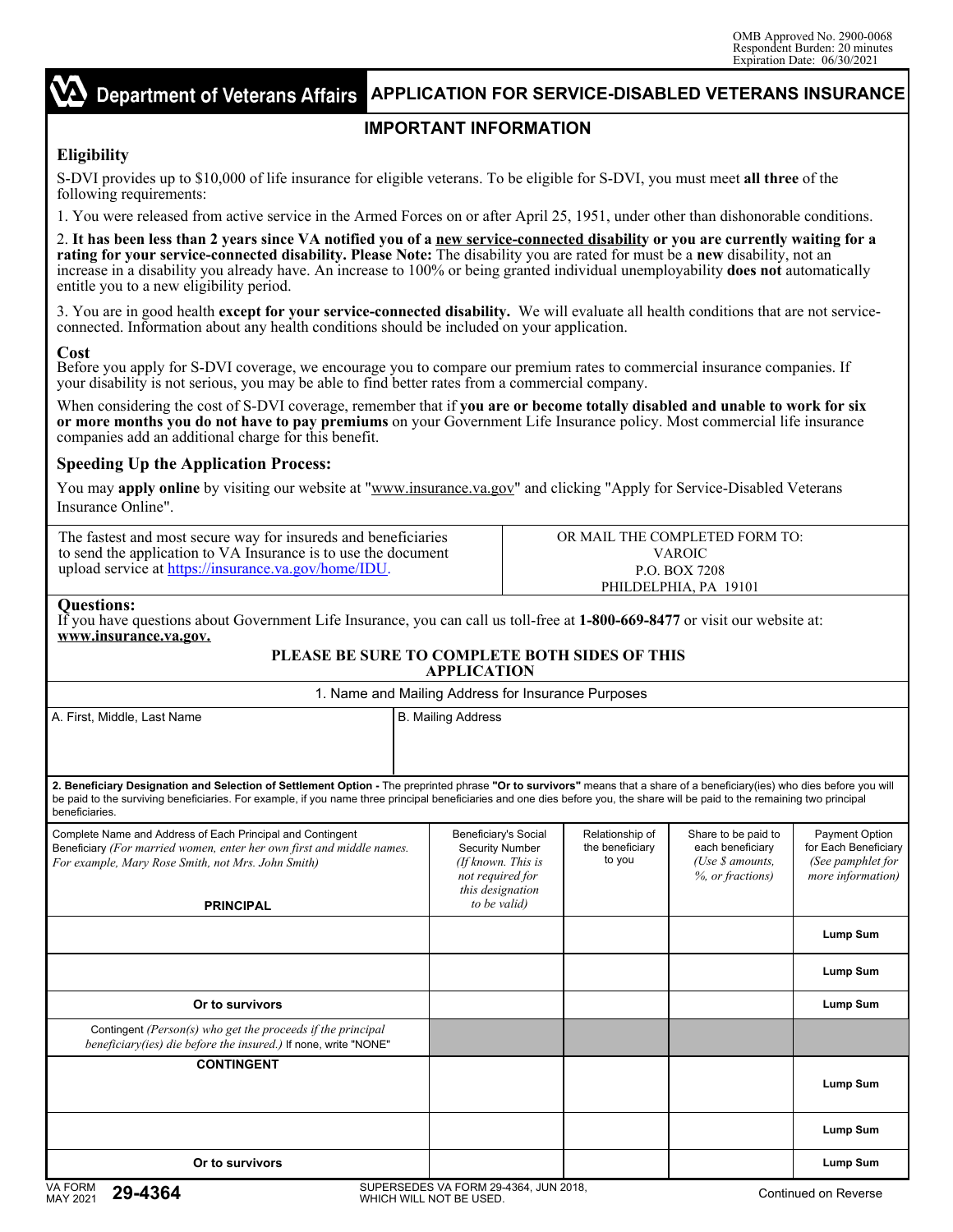OMB Approved No. 2900-0068
Respondent Burden: 20 minutes
Expiration Date: 06/30/2021

# Department of Veterans Affairs — APPLICATION FOR SERVICE-DISABLED VETERANS INSURANCE

## IMPORTANT INFORMATION

### Eligibility

S-DVI provides up to $10,000 of life insurance for eligible veterans. To be eligible for S-DVI, you must meet **all three** of the following requirements:

1. You were released from active service in the Armed Forces on or after April 25, 1951, under other than dishonorable conditions.

2. **It has been less than 2 years since VA notified you of a new service-connected disability or you are currently waiting for a rating for your service-connected disability. Please Note:** The disability you are rated for must be a **new** disability, not an increase in a disability you already have. An increase to 100% or being granted individual unemployability **does not** automatically entitle you to a new eligibility period.

3. You are in good health **except for your service-connected disability.** We will evaluate all health conditions that are not service-connected. Information about any health conditions should be included on your application.

### Cost

Before you apply for S-DVI coverage, we encourage you to compare our premium rates to commercial insurance companies. If your disability is not serious, you may be able to find better rates from a commercial company.

When considering the cost of S-DVI coverage, remember that if **you are or become totally disabled and unable to work for six or more months you do not have to pay premiums** on your Government Life Insurance policy. Most commercial life insurance companies add an additional charge for this benefit.

### Speeding Up the Application Process:

You may **apply online** by visiting our website at "www.insurance.va.gov" and clicking "Apply for Service-Disabled Veterans Insurance Online".

| The fastest and most secure way for insureds and beneficiaries to send the application to VA Insurance is to use the document upload service at https://insurance.va.gov/home/IDU. | OR MAIL THE COMPLETED FORM TO: VAROIC P.O. BOX 7208 PHILDELPHIA, PA 19101 |
|---|---|

### Questions:

If you have questions about Government Life Insurance, you can call us toll-free at **1-800-669-8477** or visit our website at: **www.insurance.va.gov.**

**PLEASE BE SURE TO COMPLETE BOTH SIDES OF THIS APPLICATION**

**1. Name and Mailing Address for Insurance Purposes**

| A. First, Middle, Last Name | B. Mailing Address |
|---|---|
| | |

**2. Beneficiary Designation and Selection of Settlement Option -** The preprinted phrase **"Or to survivors"** means that a share of a beneficiary(ies) who dies before you will be paid to the surviving beneficiaries. For example, if you name three principal beneficiaries and one dies before you, the share will be paid to the remaining two principal beneficiaries.

| Complete Name and Address of Each Principal and Contingent Beneficiary *(For married women, enter her own first and middle names. For example, Mary Rose Smith, not Mrs. John Smith)* **PRINCIPAL** | Beneficiary's Social Security Number *(If known. This is not required for this designation to be valid)* | Relationship of the beneficiary to you | Share to be paid to each beneficiary *(Use $ amounts, %, or fractions)* | Payment Option for Each Beneficiary *(See pamphlet for more information)* |
|---|---|---|---|---|
| | | | | **Lump Sum** |
| | | | | **Lump Sum** |
| **Or to survivors** | | | | **Lump Sum** |
| Contingent *(Person(s) who get the proceeds if the principal beneficiary(ies) die before the insured.)* If none, write "NONE" | | | | |
| **CONTINGENT** | | | | **Lump Sum** |
| | | | | **Lump Sum** |
| **Or to survivors** | | | | **Lump Sum** |

VA FORM MAY 2021 **29-4364** — SUPERSEDES VA FORM 29-4364, JUN 2018, WHICH WILL NOT BE USED.

Continued on Reverse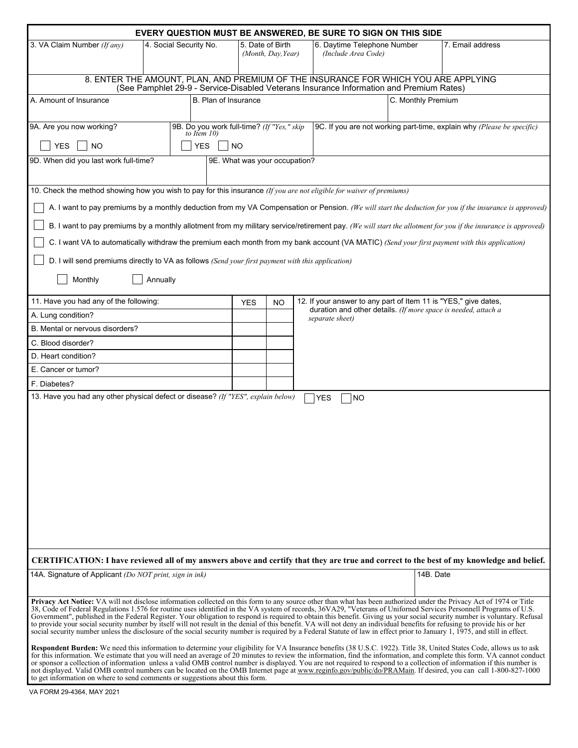**EVERY QUESTION MUST BE ANSWERED, BE SURE TO SIGN ON THIS SIDE**

| 3. VA Claim Number *(If any)* | 4. Social Security No. | 5. Date of Birth *(Month, Day,Year)* | 6. Daytime Telephone Number *(Include Area Code)* | 7. Email address |
|---|---|---|---|---|
| | | | | |

**8. ENTER THE AMOUNT, PLAN, AND PREMIUM OF THE INSURANCE FOR WHICH YOU ARE APPLYING**
(See Pamphlet 29-9 - Service-Disabled Veterans Insurance Information and Premium Rates)

| A. Amount of Insurance | B. Plan of Insurance | C. Monthly Premium |
|---|---|---|
| | | |

| 9A. Are you now working? | 9B. Do you work full-time? *(If "Yes," skip to Item 10)* | 9C. If you are not working part-time, explain why *(Please be specific)* |
|---|---|---|
| ☐ YES ☐ NO | ☐ YES ☐ NO | |

| 9D. When did you last work full-time? | 9E. What was your occupation? |
|---|---|
| | |

10. Check the method showing how you wish to pay for this insurance *(If you are not eligible for waiver of premiums)*

☐ A. I want to pay premiums by a monthly deduction from my VA Compensation or Pension. *(We will start the deduction for you if the insurance is approved)*

☐ B. I want to pay premiums by a monthly allotment from my military service/retirement pay. *(We will start the allotment for you if the insurance is approved)*

☐ C. I want VA to automatically withdraw the premium each month from my bank account (VA MATIC) *(Send your first payment with this application)*

☐ D. I will send premiums directly to VA as follows *(Send your first payment with this application)*

☐ Monthly ☐ Annually

| 11. Have you had any of the following: | YES | NO |
|---|---|---|
| A. Lung condition? | | |
| B. Mental or nervous disorders? | | |
| C. Blood disorder? | | |
| D. Heart condition? | | |
| E. Cancer or tumor? | | |
| F. Diabetes? | | |

12. If your answer to any part of Item 11 is "YES," give dates, duration and other details. *(If more space is needed, attach a separate sheet)*

13. Have you had any other physical defect or disease? *(If "YES", explain below)* ☐ YES ☐ NO

**CERTIFICATION: I have reviewed all of my answers above and certify that they are true and correct to the best of my knowledge and belief.**

| 14A. Signature of Applicant *(Do NOT print, sign in ink)* | 14B. Date |
|---|---|
| | |

**Privacy Act Notice:** VA will not disclose information collected on this form to any source other than what has been authorized under the Privacy Act of 1974 or Title 38, Code of Federal Regulations 1.576 for routine uses identified in the VA system of records, 36VA29, "Veterans of Uniformed Services Personnell Programs of U.S. Government", published in the Federal Register. Your obligation to respond is required to obtain this benefit. Giving us your social security number is voluntary. Refusal to provide your social security number by itself will not result in the denial of this benefit. VA will not deny an individual benefits for refusing to provide his or her social security number unless the disclosure of the social security number is required by a Federal Statute of law in effect prior to January 1, 1975, and still in effect.

**Respondent Burden:** We need this information to determine your eligibility for VA Insurance benefits (38 U.S.C. 1922). Title 38, United States Code, allows us to ask for this information. We estimate that you will need an average of 20 minutes to review the information, find the information, and complete this form. VA cannot conduct or sponsor a collection of information unless a valid OMB control number is displayed. You are not required to respond to a collection of information if this number is not displayed. Valid OMB control numbers can be located on the OMB Internet page at www.reginfo.gov/public/do/PRAMain. If desired, you can call 1-800-827-1000 to get information on where to send comments or suggestions about this form.

VA FORM 29-4364, MAY 2021